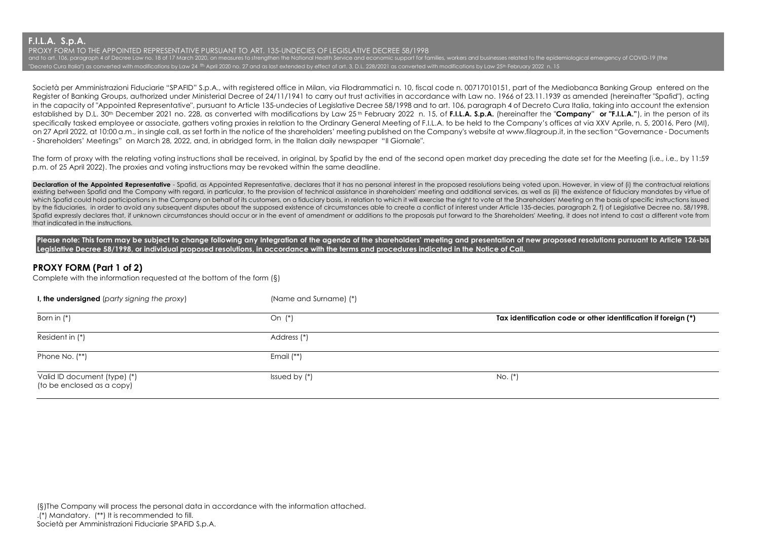# F.I.L.A. S.p.A.

PROXY FORM TO THE APPOINTED REPRESENTATIVE PURSUANT TO ART. 135-UNDECIES OF LEGISLATIVE DECREE 58/1998
and to art. 106, paragraph 4 of Decree Law no. 18 of 17 March 2020, on measures to strengthen the National Health Service and economic support for families, workers and businesses related to the epidemiological emergency of COVID-19 (the "Decreto Cura Italia") as converted with modifications by Law 24 th April 2020 no. 27 and as last extended by effect of art. 3, D.L. 228/2021 as converted with modifications by Law 25th February 2022 n. 15

Società per Amministrazioni Fiduciarie "SPAFID" S.p.A., with registered office in Milan, via Filodrammatici n. 10, fiscal code n. 00717010151, part of the Mediobanca Banking Group entered on the Register of Banking Groups, authorized under Ministerial Decree of 24/11/1941 to carry out trust activities in accordance with Law no. 1966 of 23.11.1939 as amended (hereinafter "Spafid"), acting in the capacity of "Appointed Representative", pursuant to Article 135-undecies of Legislative Decree 58/1998 and to art. 106, paragraph 4 of Decreto Cura Italia, taking into account the extension established by D.L. 30th December 2021 no. 228, as converted with modifications by Law 25th February 2022 n. 15, of **F.I.L.A. S.p.A.** (hereinafter the "**Company**" **or "F.I.L.A."**), in the person of its specifically tasked employee or associate, gathers voting proxies in relation to the Ordinary General Meeting of F.I.L.A. to be held to the Company's offices at via XXV Aprile, n. 5, 20016, Pero (MI), on 27 April 2022, at 10:00 a.m., in single call, as set forth in the notice of the shareholders' meeting published on the Company's website at www.filagroup.it, in the section "Governance - Documents - Shareholders' Meetings" on March 28, 2022, and, in abridged form, in the Italian daily newspaper "Il Giornale".

The form of proxy with the relating voting instructions shall be received, in original, by Spafid by the end of the second open market day preceding the date set for the Meeting (i.e., i.e., by 11:59 p.m. of 25 April 2022). The proxies and voting instructions may be revoked within the same deadline.

**Declaration of the Appointed Representative** - Spafid, as Appointed Representative, declares that it has no personal interest in the proposed resolutions being voted upon. However, in view of (i) the contractual relations existing between Spafid and the Company with regard, in particular, to the provision of technical assistance in shareholders' meeting and additional services, as well as (ii) the existence of fiduciary mandates by virtue of which Spafid could hold participations in the Company on behalf of its customers, on a fiduciary basis, in relation to which it will exercise the right to vote at the Shareholders' Meeting on the basis of specific instructions issued by the fiduciaries, in order to avoid any subsequent disputes about the supposed existence of circumstances able to create a conflict of interest under Article 135-decies, paragraph 2, f) of Legislative Decree no. 58/1998, Spafid expressly declares that, if unknown circumstances should occur or in the event of amendment or additions to the proposals put forward to the Shareholders' Meeting, it does not intend to cast a different vote from that indicated in the instructions.

**Please note: This form may be subject to change following any Integration of the agenda of the shareholders' meeting and presentation of new proposed resolutions pursuant to Article 126-bis Legislative Decree 58/1998, or individual proposed resolutions, in accordance with the terms and procedures indicated in the Notice of Call.**

## PROXY FORM (Part 1 of 2)

Complete with the information requested at the bottom of the form (§)

| **I, the undersigned** (*party signing the proxy*) | (Name and Surname) (*) | |
|---|---|---|
| Born in (*) | On (*) | **Tax identification code or other identification if foreign (*)** |
| Resident in (*) | Address (*) | |
| Phone No. (**) | Email (**) | |
| Valid ID document (type) (*) (to be enclosed as a copy) | Issued by (*) | No. (*) |

(§)The Company will process the personal data in accordance with the information attached.
.(*) Mandatory. (**) It is recommended to fill.
Società per Amministrazioni Fiduciarie SPAFID S.p.A.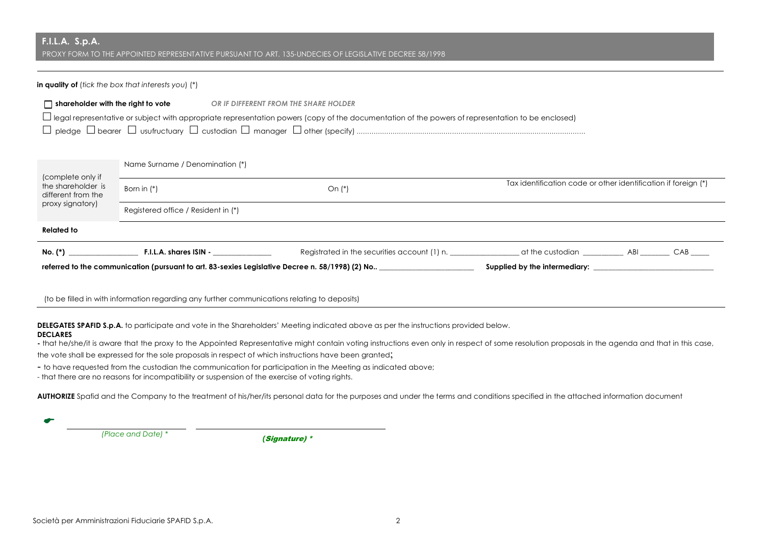**F.I.L.A. S.p.A.**

PROXY FORM TO THE APPOINTED REPRESENTATIVE PURSUANT TO ART. 135-UNDECIES OF LEGISLATIVE DECREE 58/1998

**in quality of** (*tick the box that interests you*) (*)

☐ **shareholder with the right to vote** ***OR IF DIFFERENT FROM THE SHARE HOLDER***

☐ legal representative or subject with appropriate representation powers (copy of the documentation of the powers of representation to be enclosed)

☐ pledge ☐ bearer ☐ usufructuary ☐ custodian ☐ manager ☐ other (specify) ..........................................................................................................

| (complete only if the shareholder is different from the proxy signatory) | Name Surname / Denomination (*) | | |
|---|---|---|---|
| | Born in (*) | On (*) | Tax identification code or other identification if foreign (*) |
| | Registered office / Resident in (*) | | |

**Related to**

**No. (*)** _________________ **F.I.L.A. shares ISIN -** _______________ Registrated in the securities account (1) n. _________________ at the custodian __________ ABI ________ CAB _____

**referred to the communication (pursuant to art. 83-sexies Legislative Decree n. 58/1998) (2) No..** ________________________ **Supplied by the intermediary:** ______________________________

(to be filled in with information regarding any further communications relating to deposits)

**DELEGATES SPAFID S.p.A.** to participate and vote in the Shareholders' Meeting indicated above as per the instructions provided below.

**DECLARES**

- that he/she/it is aware that the proxy to the Appointed Representative might contain voting instructions even only in respect of some resolution proposals in the agenda and that in this case, the vote shall be expressed for the sole proposals in respect of which instructions have been granted;
- to have requested from the custodian the communication for participation in the Meeting as indicated above;
- that there are no reasons for incompatibility or suspension of the exercise of voting rights.

**AUTHORIZE** Spafid and the Company to the treatment of his/her/its personal data for the purposes and under the terms and conditions specified in the attached information document

☛ ______________________ ______________________________________

*(Place and Date) ** ***(Signature) ****

Società per Amministrazioni Fiduciarie SPAFID S.p.A.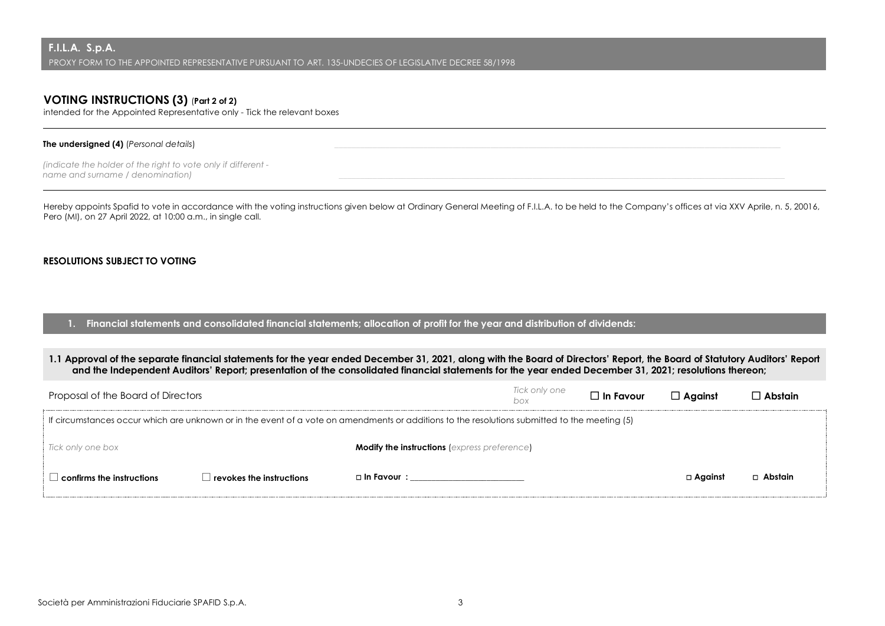**F.I.L.A. S.p.A.**

PROXY FORM TO THE APPOINTED REPRESENTATIVE PURSUANT TO ART. 135-UNDECIES OF LEGISLATIVE DECREE 58/1998

## VOTING INSTRUCTIONS (3) (Part 2 of 2)

intended for the Appointed Representative only - Tick the relevant boxes

**The undersigned (4)** (*Personal details*) ______________________________

*(indicate the holder of the right to vote only if different - name and surname / denomination)* ______________________________

Hereby appoints Spafid to vote in accordance with the voting instructions given below at Ordinary General Meeting of F.I.L.A. to be held to the Company's offices at via XXV Aprile, n. 5, 20016, Pero (MI), on 27 April 2022, at 10:00 a.m., in single call.

**RESOLUTIONS SUBJECT TO VOTING**

### 1. Financial statements and consolidated financial statements; allocation of profit for the year and distribution of dividends:

**1.1 Approval of the separate financial statements for the year ended December 31, 2021, along with the Board of Directors' Report, the Board of Statutory Auditors' Report and the Independent Auditors' Report; presentation of the consolidated financial statements for the year ended December 31, 2021; resolutions thereon;**

| Proposal of the Board of Directors | *Tick only one box* | ☐ **In Favour** | ☐ **Against** | ☐ **Abstain** |
|---|---|---|---|---|

If circumstances occur which are unknown or in the event of a vote on amendments or additions to the resolutions submitted to the meeting (5)

| *Tick only one box* | | **Modify the instructions** (*express preference*) | | |
|---|---|---|---|---|
| ☐ **confirms the instructions** | ☐ **revokes the instructions** | ☐ **In Favour :** ______________________ | ☐ **Against** | ☐ **Abstain** |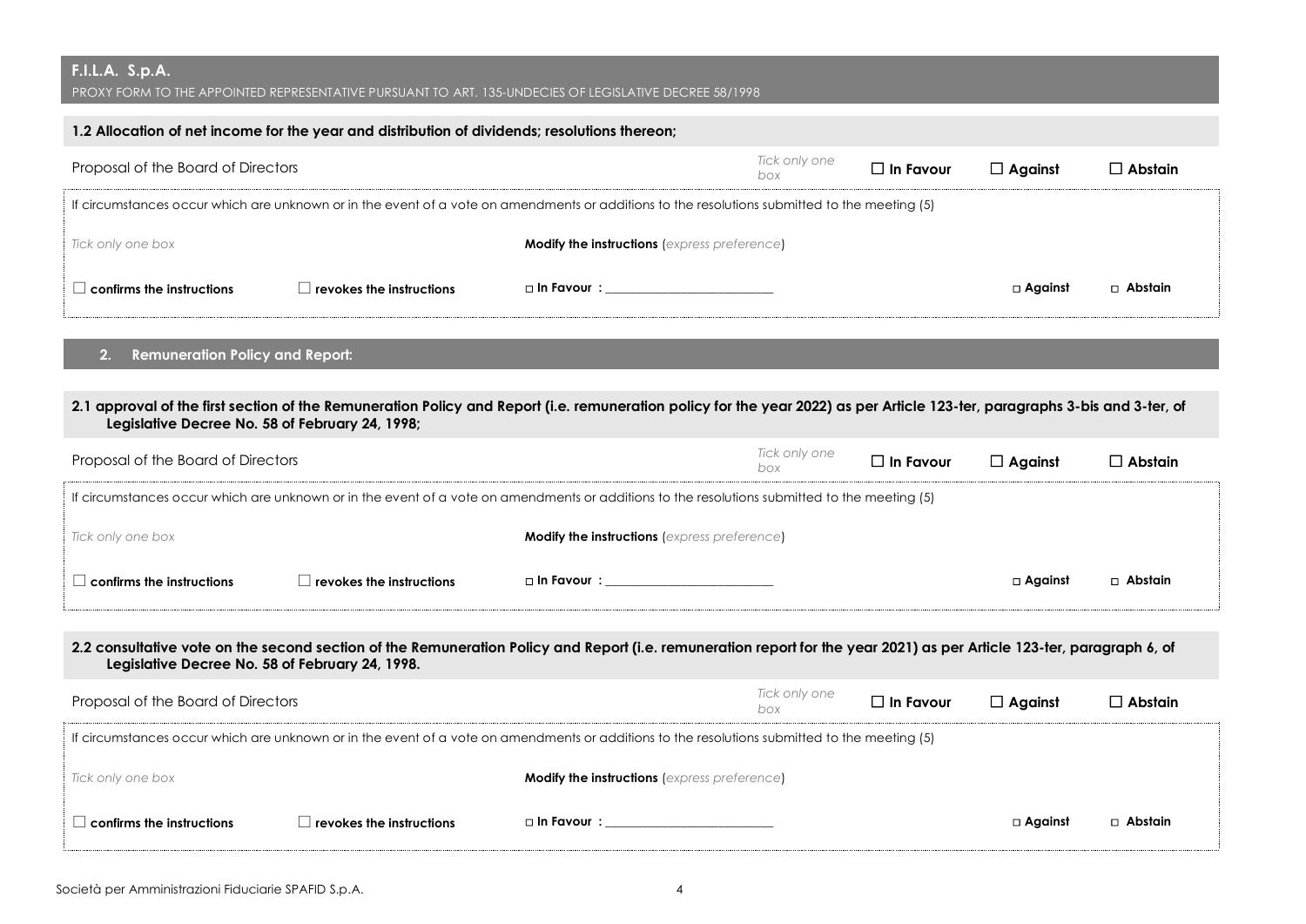### 1.2 Allocation of net income for the year and distribution of dividends; resolutions thereon;

| Proposal of the Board of Directors | *Tick only one box* | ☐ **In Favour** | ☐ **Against** | ☐ **Abstain** |
|---|---|---|---|---|

If circumstances occur which are unknown or in the event of a vote on amendments or additions to the resolutions submitted to the meeting (5)

| *Tick only one box* | | **Modify the instructions** (*express preference*) | | |
|---|---|---|---|---|
| ☐ **confirms the instructions** | ☐ **revokes the instructions** | □ **In Favour** : ______________________ | □ **Against** | □ **Abstain** |

## 2. Remuneration Policy and Report:

### 2.1 approval of the first section of the Remuneration Policy and Report (i.e. remuneration policy for the year 2022) as per Article 123-ter, paragraphs 3-bis and 3-ter, of Legislative Decree No. 58 of February 24, 1998;

| Proposal of the Board of Directors | *Tick only one box* | ☐ **In Favour** | ☐ **Against** | ☐ **Abstain** |
|---|---|---|---|---|

If circumstances occur which are unknown or in the event of a vote on amendments or additions to the resolutions submitted to the meeting (5)

| *Tick only one box* | | **Modify the instructions** (*express preference*) | | |
|---|---|---|---|---|
| ☐ **confirms the instructions** | ☐ **revokes the instructions** | □ **In Favour** : ______________________ | □ **Against** | □ **Abstain** |

### 2.2 consultative vote on the second section of the Remuneration Policy and Report (i.e. remuneration report for the year 2021) as per Article 123-ter, paragraph 6, of Legislative Decree No. 58 of February 24, 1998.

| Proposal of the Board of Directors | *Tick only one box* | ☐ **In Favour** | ☐ **Against** | ☐ **Abstain** |
|---|---|---|---|---|

If circumstances occur which are unknown or in the event of a vote on amendments or additions to the resolutions submitted to the meeting (5)

| *Tick only one box* | | **Modify the instructions** (*express preference*) | | |
|---|---|---|---|---|
| ☐ **confirms the instructions** | ☐ **revokes the instructions** | □ **In Favour** : ______________________ | □ **Against** | □ **Abstain** |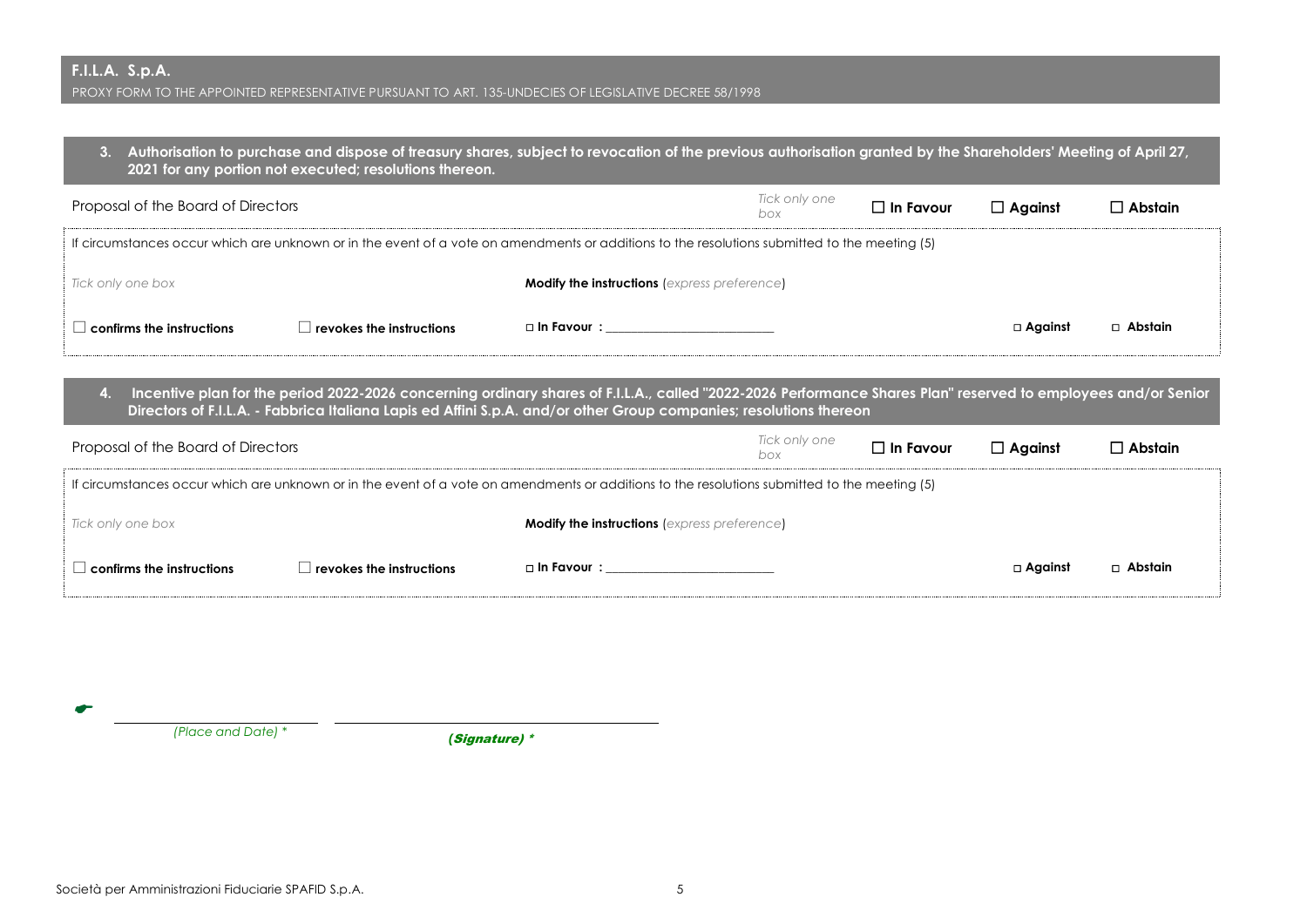### 3. Authorisation to purchase and dispose of treasury shares, subject to revocation of the previous authorisation granted by the Shareholders' Meeting of April 27, 2021 for any portion not executed; resolutions thereon.

| Proposal of the Board of Directors | *Tick only one box* | ☐ **In Favour** | ☐ **Against** | ☐ **Abstain** |
|---|---|---|---|---|

If circumstances occur which are unknown or in the event of a vote on amendments or additions to the resolutions submitted to the meeting (5)

| *Tick only one box* | | **Modify the instructions** (*express preference*) | | |
|---|---|---|---|---|
| ☐ **confirms the instructions** | ☐ **revokes the instructions** | ☐ **In Favour :** ___________________________ | ☐ **Against** | ☐ **Abstain** |

### 4. Incentive plan for the period 2022-2026 concerning ordinary shares of F.I.L.A., called "2022-2026 Performance Shares Plan" reserved to employees and/or Senior Directors of F.I.L.A. - Fabbrica Italiana Lapis ed Affini S.p.A. and/or other Group companies; resolutions thereon

| Proposal of the Board of Directors | *Tick only one box* | ☐ **In Favour** | ☐ **Against** | ☐ **Abstain** |
|---|---|---|---|---|

If circumstances occur which are unknown or in the event of a vote on amendments or additions to the resolutions submitted to the meeting (5)

| *Tick only one box* | | **Modify the instructions** (*express preference*) | | |
|---|---|---|---|---|
| ☐ **confirms the instructions** | ☐ **revokes the instructions** | ☐ **In Favour :** ___________________________ | ☐ **Against** | ☐ **Abstain** |

_________________________ _________________________________

*(Place and Date) \** ***(Signature) \****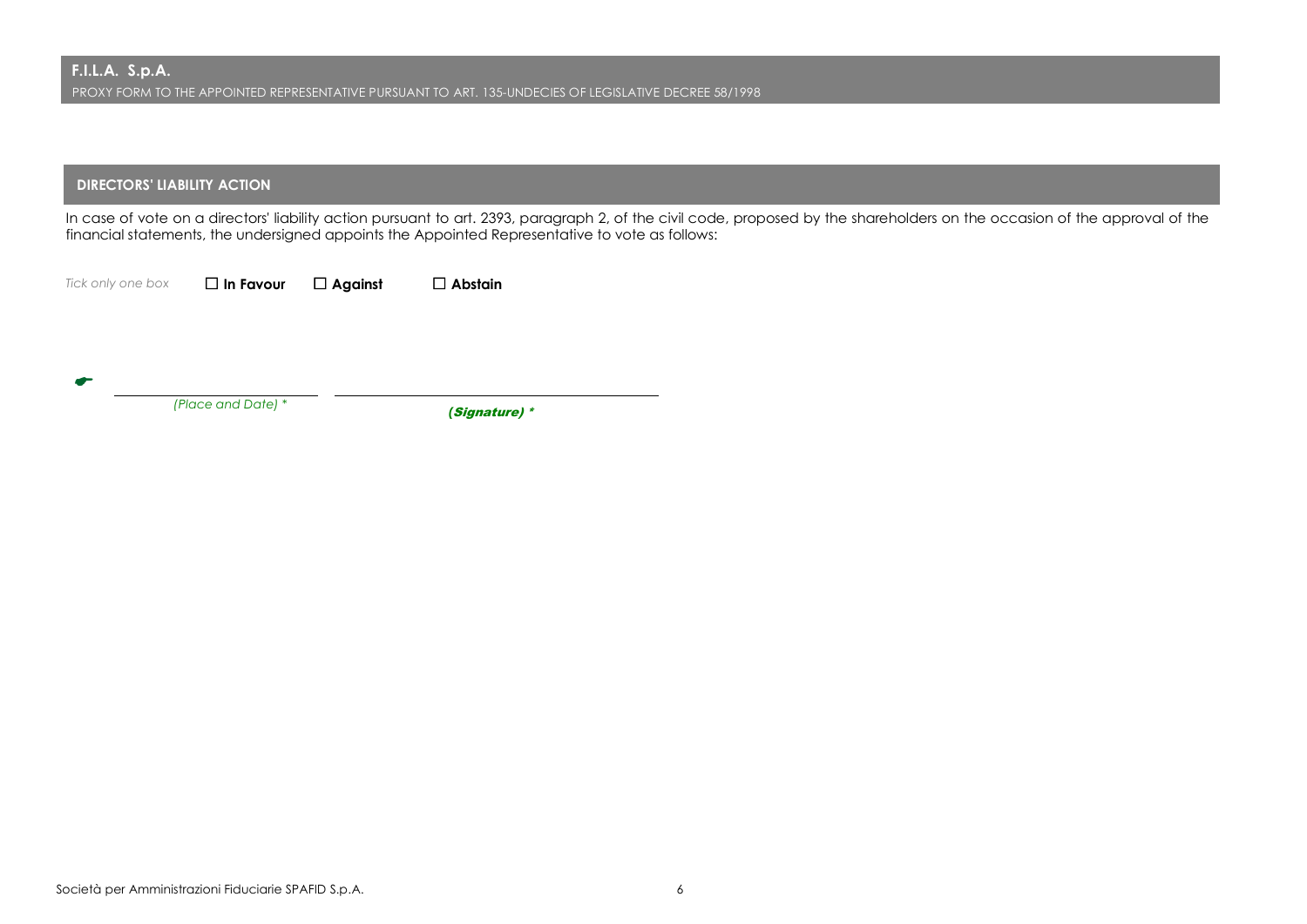**F.I.L.A. S.p.A.**

PROXY FORM TO THE APPOINTED REPRESENTATIVE PURSUANT TO ART. 135-UNDECIES OF LEGISLATIVE DECREE 58/1998

## DIRECTORS' LIABILITY ACTION

In case of vote on a directors' liability action pursuant to art. 2393, paragraph 2, of the civil code, proposed by the shareholders on the occasion of the approval of the financial statements, the undersigned appoints the Appointed Representative to vote as follows:

*Tick only one box* ☐ **In Favour** ☐ **Against** ☐ **Abstain**

☛ ______________________ ______________________________

*(Place and Date) ** ***(Signature) ****

Società per Amministrazioni Fiduciarie SPAFID S.p.A.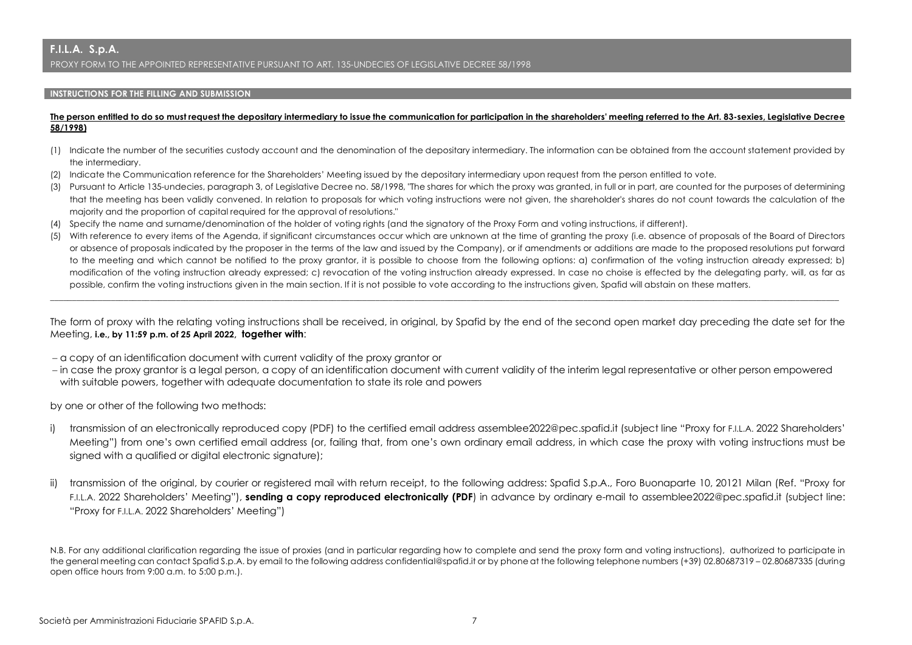# F.I.L.A. S.p.A.

PROXY FORM TO THE APPOINTED REPRESENTATIVE PURSUANT TO ART. 135-UNDECIES OF LEGISLATIVE DECREE 58/1998

## INSTRUCTIONS FOR THE FILLING AND SUBMISSION

**The person entitled to do so must request the depositary intermediary to issue the communication for participation in the shareholders' meeting referred to the Art. 83-sexies, Legislative Decree 58/1998)**

(1) Indicate the number of the securities custody account and the denomination of the depositary intermediary. The information can be obtained from the account statement provided by the intermediary.

(2) Indicate the Communication reference for the Shareholders' Meeting issued by the depositary intermediary upon request from the person entitled to vote.

(3) Pursuant to Article 135-undecies, paragraph 3, of Legislative Decree no. 58/1998, "The shares for which the proxy was granted, in full or in part, are counted for the purposes of determining that the meeting has been validly convened. In relation to proposals for which voting instructions were not given, the shareholder's shares do not count towards the calculation of the majority and the proportion of capital required for the approval of resolutions."

(4) Specify the name and surname/denomination of the holder of voting rights (and the signatory of the Proxy Form and voting instructions, if different).

(5) With reference to every items of the Agenda, if significant circumstances occur which are unknown at the time of granting the proxy (i.e. absence of proposals of the Board of Directors or absence of proposals indicated by the proposer in the terms of the law and issued by the Company), or if amendments or additions are made to the proposed resolutions put forward to the meeting and which cannot be notified to the proxy grantor, it is possible to choose from the following options: a) confirmation of the voting instruction already expressed; b) modification of the voting instruction already expressed; c) revocation of the voting instruction already expressed. In case no choise is effected by the delegating party, will, as far as possible, confirm the voting instructions given in the main section. If it is not possible to vote according to the instructions given, Spafid will abstain on these matters.

---

The form of proxy with the relating voting instructions shall be received, in original, by Spafid by the end of the second open market day preceding the date set for the Meeting, **i.e., by 11:59 p.m. of 25 April 2022, together with**:

- a copy of an identification document with current validity of the proxy grantor or
- in case the proxy grantor is a legal person, a copy of an identification document with current validity of the interim legal representative or other person empowered with suitable powers, together with adequate documentation to state its role and powers

by one or other of the following two methods:

i) transmission of an electronically reproduced copy (PDF) to the certified email address assemblee2022@pec.spafid.it (subject line "Proxy for F.I.L.A. 2022 Shareholders' Meeting") from one's own certified email address (or, failing that, from one's own ordinary email address, in which case the proxy with voting instructions must be signed with a qualified or digital electronic signature);

ii) transmission of the original, by courier or registered mail with return receipt, to the following address: Spafid S.p.A., Foro Buonaparte 10, 20121 Milan (Ref. "Proxy for F.I.L.A. 2022 Shareholders' Meeting"), **sending a copy reproduced electronically (PDF**) in advance by ordinary e-mail to assemblee2022@pec.spafid.it (subject line: "Proxy for F.I.L.A. 2022 Shareholders' Meeting")

N.B. For any additional clarification regarding the issue of proxies (and in particular regarding how to complete and send the proxy form and voting instructions), authorized to participate in the general meeting can contact Spafid S.p.A. by email to the following address confidential@spafid.it or by phone at the following telephone numbers (+39) 02.80687319 – 02.80687335 (during open office hours from 9:00 a.m. to 5:00 p.m.).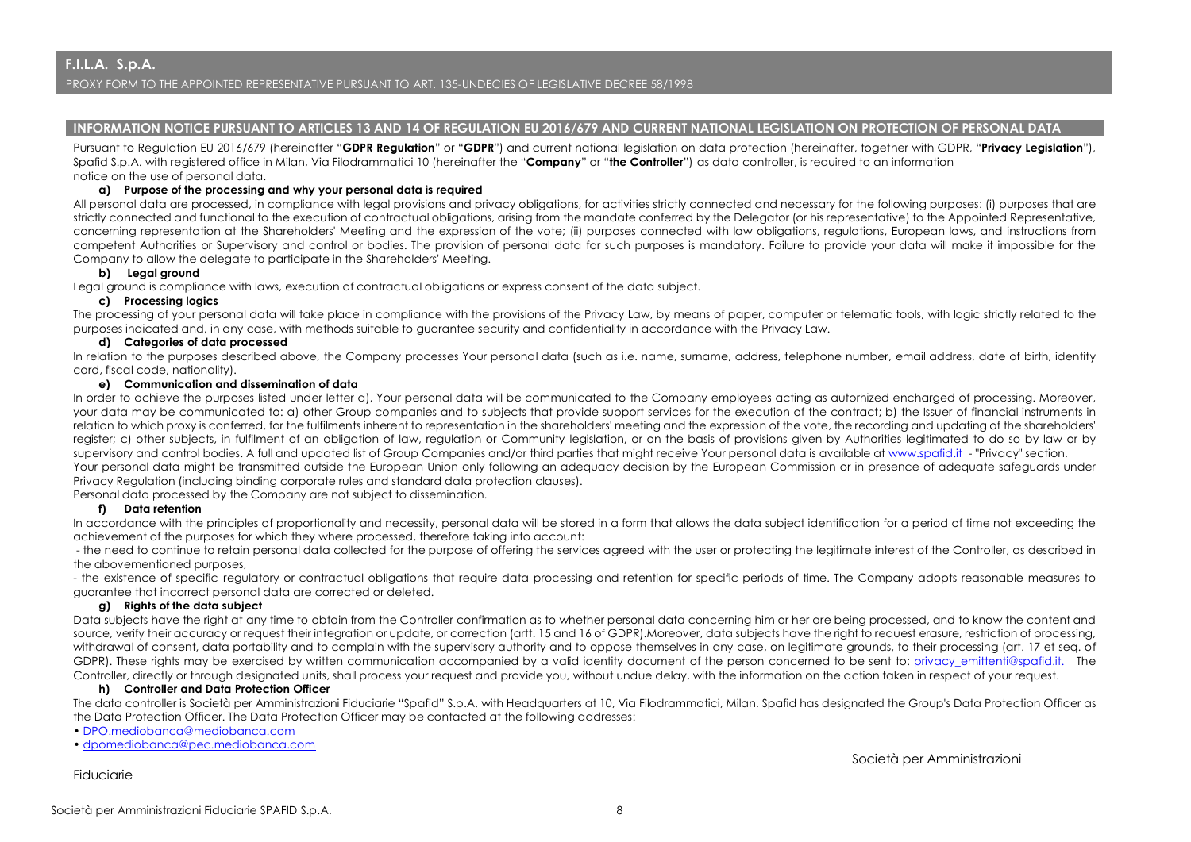## F.I.L.A. S.p.A.

PROXY FORM TO THE APPOINTED REPRESENTATIVE PURSUANT TO ART. 135-UNDECIES OF LEGISLATIVE DECREE 58/1998

### INFORMATION NOTICE PURSUANT TO ARTICLES 13 AND 14 OF REGULATION EU 2016/679 AND CURRENT NATIONAL LEGISLATION ON PROTECTION OF PERSONAL DATA

Pursuant to Regulation EU 2016/679 (hereinafter "**GDPR Regulation**" or "**GDPR**") and current national legislation on data protection (hereinafter, together with GDPR, "**Privacy Legislation**"), Spafid S.p.A. with registered office in Milan, Via Filodrammatici 10 (hereinafter the "**Company**" or "**the Controller**") as data controller, is required to an information notice on the use of personal data.

**a) Purpose of the processing and why your personal data is required**

All personal data are processed, in compliance with legal provisions and privacy obligations, for activities strictly connected and necessary for the following purposes: (i) purposes that are strictly connected and functional to the execution of contractual obligations, arising from the mandate conferred by the Delegator (or his representative) to the Appointed Representative, concerning representation at the Shareholders' Meeting and the expression of the vote; (ii) purposes connected with law obligations, regulations, European laws, and instructions from competent Authorities or Supervisory and control or bodies. The provision of personal data for such purposes is mandatory. Failure to provide your data will make it impossible for the Company to allow the delegate to participate in the Shareholders' Meeting.

**b) Legal ground**

Legal ground is compliance with laws, execution of contractual obligations or express consent of the data subject.

**c) Processing logics**

The processing of your personal data will take place in compliance with the provisions of the Privacy Law, by means of paper, computer or telematic tools, with logic strictly related to the purposes indicated and, in any case, with methods suitable to guarantee security and confidentiality in accordance with the Privacy Law.

**d) Categories of data processed**

In relation to the purposes described above, the Company processes Your personal data (such as i.e. name, surname, address, telephone number, email address, date of birth, identity card, fiscal code, nationality).

**e) Communication and dissemination of data**

In order to achieve the purposes listed under letter a), Your personal data will be communicated to the Company employees acting as autorhized encharged of processing. Moreover, your data may be communicated to: a) other Group companies and to subjects that provide support services for the execution of the contract; b) the Issuer of financial instruments in relation to which proxy is conferred, for the fulfilments inherent to representation in the shareholders' meeting and the expression of the vote, the recording and updating of the shareholders' register; c) other subjects, in fulfilment of an obligation of law, regulation or Community legislation, or on the basis of provisions given by Authorities legitimated to do so by law or by supervisory and control bodies. A full and updated list of Group Companies and/or third parties that might receive Your personal data is available at www.spafid.it - "Privacy" section.

Your personal data might be transmitted outside the European Union only following an adequacy decision by the European Commission or in presence of adequate safeguards under Privacy Regulation (including binding corporate rules and standard data protection clauses).

Personal data processed by the Company are not subject to dissemination.

**f) Data retention**

In accordance with the principles of proportionality and necessity, personal data will be stored in a form that allows the data subject identification for a period of time not exceeding the achievement of the purposes for which they where processed, therefore taking into account:

- the need to continue to retain personal data collected for the purpose of offering the services agreed with the user or protecting the legitimate interest of the Controller, as described in the abovementioned purposes,
- the existence of specific regulatory or contractual obligations that require data processing and retention for specific periods of time. The Company adopts reasonable measures to guarantee that incorrect personal data are corrected or deleted.

**g) Rights of the data subject**

Data subjects have the right at any time to obtain from the Controller confirmation as to whether personal data concerning him or her are being processed, and to know the content and source, verify their accuracy or request their integration or update, or correction (artt. 15 and 16 of GDPR).Moreover, data subjects have the right to request erasure, restriction of processing, withdrawal of consent, data portability and to complain with the supervisory authority and to oppose themselves in any case, on legitimate grounds, to their processing (art. 17 et seq. of GDPR). These rights may be exercised by written communication accompanied by a valid identity document of the person concerned to be sent to: privacy_emittenti@spafid.it. The Controller, directly or through designated units, shall process your request and provide you, without undue delay, with the information on the action taken in respect of your request.

**h) Controller and Data Protection Officer**

The data controller is Società per Amministrazioni Fiduciarie "Spafid" S.p.A. with Headquarters at 10, Via Filodrammatici, Milan. Spafid has designated the Group's Data Protection Officer as the Data Protection Officer. The Data Protection Officer may be contacted at the following addresses:

- DPO.mediobanca@mediobanca.com
- dpomediobanca@pec.mediobanca.com

Società per Amministrazioni Fiduciarie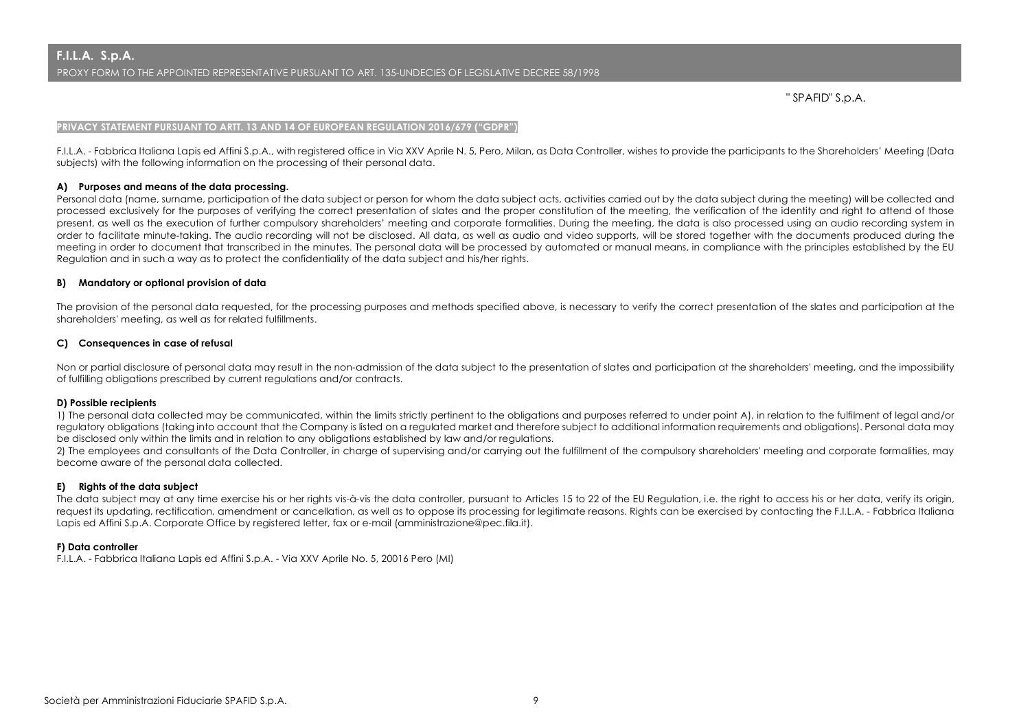**PRIVACY STATEMENT PURSUANT TO ARTT. 13 AND 14 OF EUROPEAN REGULATION 2016/679 ("GDPR")**

F.I.L.A. - Fabbrica Italiana Lapis ed Affini S.p.A., with registered office in Via XXV Aprile N. 5, Pero, Milan, as Data Controller, wishes to provide the participants to the Shareholders' Meeting (Data subjects) with the following information on the processing of their personal data.

**A) Purposes and means of the data processing.**

Personal data (name, surname, participation of the data subject or person for whom the data subject acts, activities carried out by the data subject during the meeting) will be collected and processed exclusively for the purposes of verifying the correct presentation of slates and the proper constitution of the meeting, the verification of the identity and right to attend of those present, as well as the execution of further compulsory shareholders' meeting and corporate formalities. During the meeting, the data is also processed using an audio recording system in order to facilitate minute-taking. The audio recording will not be disclosed. All data, as well as audio and video supports, will be stored together with the documents produced during the meeting in order to document that transcribed in the minutes. The personal data will be processed by automated or manual means, in compliance with the principles established by the EU Regulation and in such a way as to protect the confidentiality of the data subject and his/her rights.

**B) Mandatory or optional provision of data**

The provision of the personal data requested, for the processing purposes and methods specified above, is necessary to verify the correct presentation of the slates and participation at the shareholders' meeting, as well as for related fulfillments.

**C) Consequences in case of refusal**

Non or partial disclosure of personal data may result in the non-admission of the data subject to the presentation of slates and participation at the shareholders' meeting, and the impossibility of fulfilling obligations prescribed by current regulations and/or contracts.

**D) Possible recipients**

1) The personal data collected may be communicated, within the limits strictly pertinent to the obligations and purposes referred to under point A), in relation to the fulfilment of legal and/or regulatory obligations (taking into account that the Company is listed on a regulated market and therefore subject to additional information requirements and obligations). Personal data may be disclosed only within the limits and in relation to any obligations established by law and/or regulations.

2) The employees and consultants of the Data Controller, in charge of supervising and/or carrying out the fulfillment of the compulsory shareholders' meeting and corporate formalities, may become aware of the personal data collected.

**E) Rights of the data subject**

The data subject may at any time exercise his or her rights vis-à-vis the data controller, pursuant to Articles 15 to 22 of the EU Regulation, i.e. the right to access his or her data, verify its origin, request its updating, rectification, amendment or cancellation, as well as to oppose its processing for legitimate reasons. Rights can be exercised by contacting the F.I.L.A. - Fabbrica Italiana Lapis ed Affini S.p.A. Corporate Office by registered letter, fax or e-mail (amministrazione@pec.fila.it).

**F) Data controller**

F.I.L.A. - Fabbrica Italiana Lapis ed Affini S.p.A. - Via XXV Aprile No. 5, 20016 Pero (MI)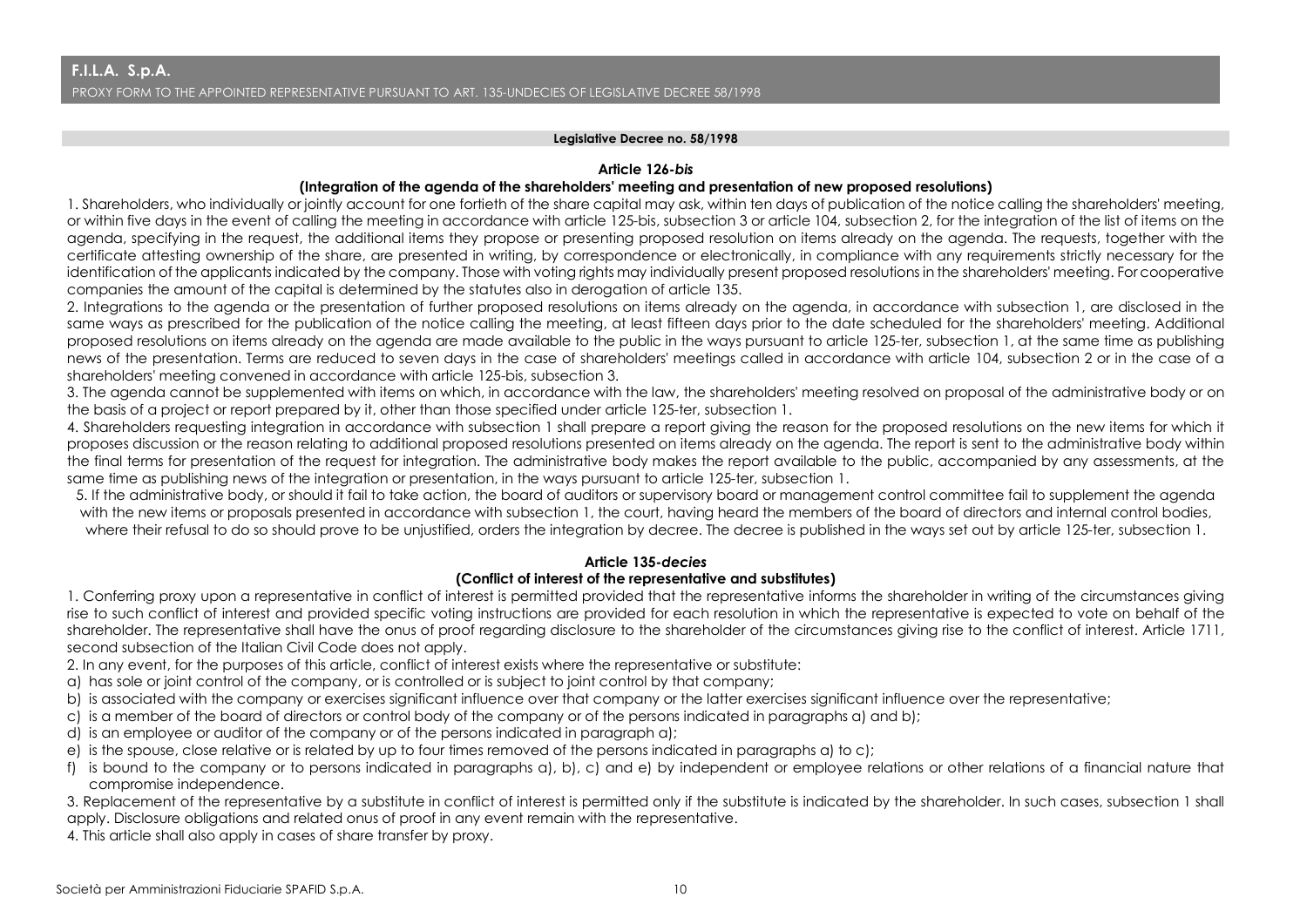## Legislative Decree no. 58/1998

### Article 126-*bis*

#### (Integration of the agenda of the shareholders' meeting and presentation of new proposed resolutions)

1. Shareholders, who individually or jointly account for one fortieth of the share capital may ask, within ten days of publication of the notice calling the shareholders' meeting, or within five days in the event of calling the meeting in accordance with article 125-bis, subsection 3 or article 104, subsection 2, for the integration of the list of items on the agenda, specifying in the request, the additional items they propose or presenting proposed resolution on items already on the agenda. The requests, together with the certificate attesting ownership of the share, are presented in writing, by correspondence or electronically, in compliance with any requirements strictly necessary for the identification of the applicants indicated by the company. Those with voting rights may individually present proposed resolutions in the shareholders' meeting. For cooperative companies the amount of the capital is determined by the statutes also in derogation of article 135.

2. Integrations to the agenda or the presentation of further proposed resolutions on items already on the agenda, in accordance with subsection 1, are disclosed in the same ways as prescribed for the publication of the notice calling the meeting, at least fifteen days prior to the date scheduled for the shareholders' meeting. Additional proposed resolutions on items already on the agenda are made available to the public in the ways pursuant to article 125-ter, subsection 1, at the same time as publishing news of the presentation. Terms are reduced to seven days in the case of shareholders' meetings called in accordance with article 104, subsection 2 or in the case of a shareholders' meeting convened in accordance with article 125-bis, subsection 3.

3. The agenda cannot be supplemented with items on which, in accordance with the law, the shareholders' meeting resolved on proposal of the administrative body or on the basis of a project or report prepared by it, other than those specified under article 125-ter, subsection 1.

4. Shareholders requesting integration in accordance with subsection 1 shall prepare a report giving the reason for the proposed resolutions on the new items for which it proposes discussion or the reason relating to additional proposed resolutions presented on items already on the agenda. The report is sent to the administrative body within the final terms for presentation of the request for integration. The administrative body makes the report available to the public, accompanied by any assessments, at the same time as publishing news of the integration or presentation, in the ways pursuant to article 125-ter, subsection 1.

5. If the administrative body, or should it fail to take action, the board of auditors or supervisory board or management control committee fail to supplement the agenda with the new items or proposals presented in accordance with subsection 1, the court, having heard the members of the board of directors and internal control bodies, where their refusal to do so should prove to be unjustified, orders the integration by decree. The decree is published in the ways set out by article 125-ter, subsection 1.

### Article 135-*decies*

#### (Conflict of interest of the representative and substitutes)

1. Conferring proxy upon a representative in conflict of interest is permitted provided that the representative informs the shareholder in writing of the circumstances giving rise to such conflict of interest and provided specific voting instructions are provided for each resolution in which the representative is expected to vote on behalf of the shareholder. The representative shall have the onus of proof regarding disclosure to the shareholder of the circumstances giving rise to the conflict of interest. Article 1711, second subsection of the Italian Civil Code does not apply.

2. In any event, for the purposes of this article, conflict of interest exists where the representative or substitute:

a) has sole or joint control of the company, or is controlled or is subject to joint control by that company;

b) is associated with the company or exercises significant influence over that company or the latter exercises significant influence over the representative;

c) is a member of the board of directors or control body of the company or of the persons indicated in paragraphs a) and b);

d) is an employee or auditor of the company or of the persons indicated in paragraph a);

e) is the spouse, close relative or is related by up to four times removed of the persons indicated in paragraphs a) to c);

f) is bound to the company or to persons indicated in paragraphs a), b), c) and e) by independent or employee relations or other relations of a financial nature that compromise independence.

3. Replacement of the representative by a substitute in conflict of interest is permitted only if the substitute is indicated by the shareholder. In such cases, subsection 1 shall apply. Disclosure obligations and related onus of proof in any event remain with the representative.

4. This article shall also apply in cases of share transfer by proxy.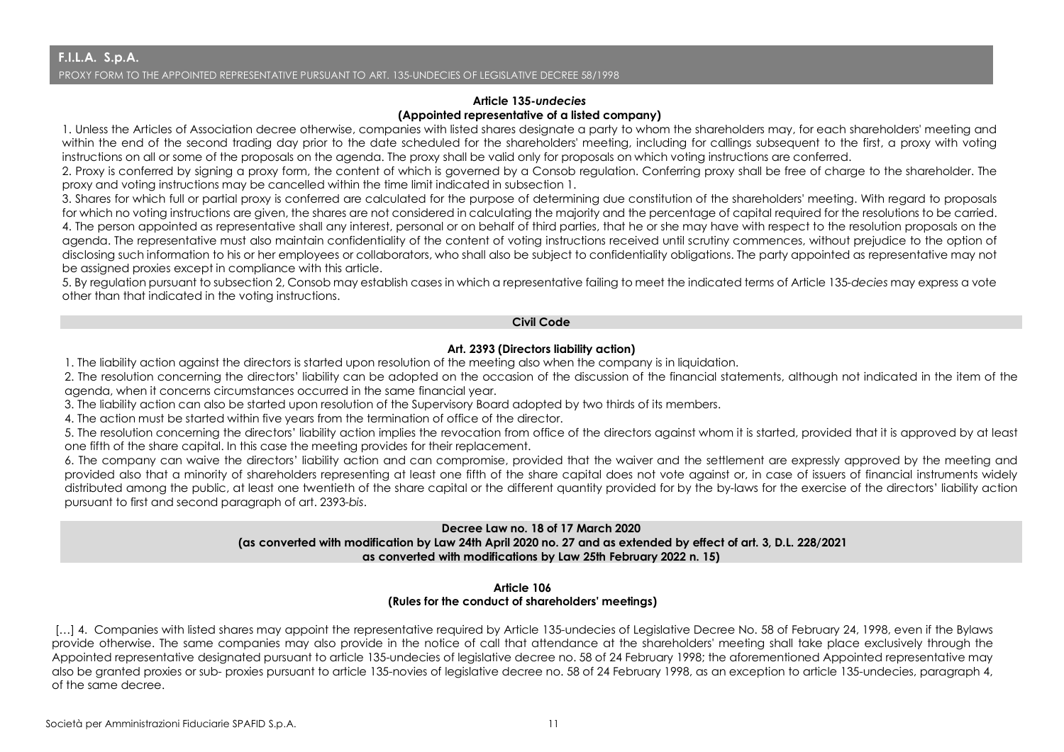**Article 135-*undecies***
**(Appointed representative of a listed company)**

1. Unless the Articles of Association decree otherwise, companies with listed shares designate a party to whom the shareholders may, for each shareholders' meeting and within the end of the second trading day prior to the date scheduled for the shareholders' meeting, including for callings subsequent to the first, a proxy with voting instructions on all or some of the proposals on the agenda. The proxy shall be valid only for proposals on which voting instructions are conferred.
2. Proxy is conferred by signing a proxy form, the content of which is governed by a Consob regulation. Conferring proxy shall be free of charge to the shareholder. The proxy and voting instructions may be cancelled within the time limit indicated in subsection 1.
3. Shares for which full or partial proxy is conferred are calculated for the purpose of determining due constitution of the shareholders' meeting. With regard to proposals for which no voting instructions are given, the shares are not considered in calculating the majority and the percentage of capital required for the resolutions to be carried.
4. The person appointed as representative shall any interest, personal or on behalf of third parties, that he or she may have with respect to the resolution proposals on the agenda. The representative must also maintain confidentiality of the content of voting instructions received until scrutiny commences, without prejudice to the option of disclosing such information to his or her employees or collaborators, who shall also be subject to confidentiality obligations. The party appointed as representative may not be assigned proxies except in compliance with this article.
5. By regulation pursuant to subsection 2, Consob may establish cases in which a representative failing to meet the indicated terms of Article 135-*decies* may express a vote other than that indicated in the voting instructions.

## Civil Code

**Art. 2393 (Directors liability action)**

1. The liability action against the directors is started upon resolution of the meeting also when the company is in liquidation.
2. The resolution concerning the directors' liability can be adopted on the occasion of the discussion of the financial statements, although not indicated in the item of the agenda, when it concerns circumstances occurred in the same financial year.
3. The liability action can also be started upon resolution of the Supervisory Board adopted by two thirds of its members.
4. The action must be started within five years from the termination of office of the director.
5. The resolution concerning the directors' liability action implies the revocation from office of the directors against whom it is started, provided that it is approved by at least one fifth of the share capital. In this case the meeting provides for their replacement.
6. The company can waive the directors' liability action and can compromise, provided that the waiver and the settlement are expressly approved by the meeting and provided also that a minority of shareholders representing at least one fifth of the share capital does not vote against or, in case of issuers of financial instruments widely distributed among the public, at least one twentieth of the share capital or the different quantity provided for by the by-laws for the exercise of the directors' liability action pursuant to first and second paragraph of art. 2393-*bis*.

## Decree Law no. 18 of 17 March 2020 (as converted with modification by Law 24th April 2020 no. 27 and as extended by effect of art. 3, D.L. 228/2021 as converted with modifications by Law 25th February 2022 n. 15)

**Article 106**
**(Rules for the conduct of shareholders' meetings)**

[…] 4. Companies with listed shares may appoint the representative required by Article 135-undecies of Legislative Decree No. 58 of February 24, 1998, even if the Bylaws provide otherwise. The same companies may also provide in the notice of call that attendance at the shareholders' meeting shall take place exclusively through the Appointed representative designated pursuant to article 135-undecies of legislative decree no. 58 of 24 February 1998; the aforementioned Appointed representative may also be granted proxies or sub- proxies pursuant to article 135-novies of legislative decree no. 58 of 24 February 1998, as an exception to article 135-undecies, paragraph 4, of the same decree.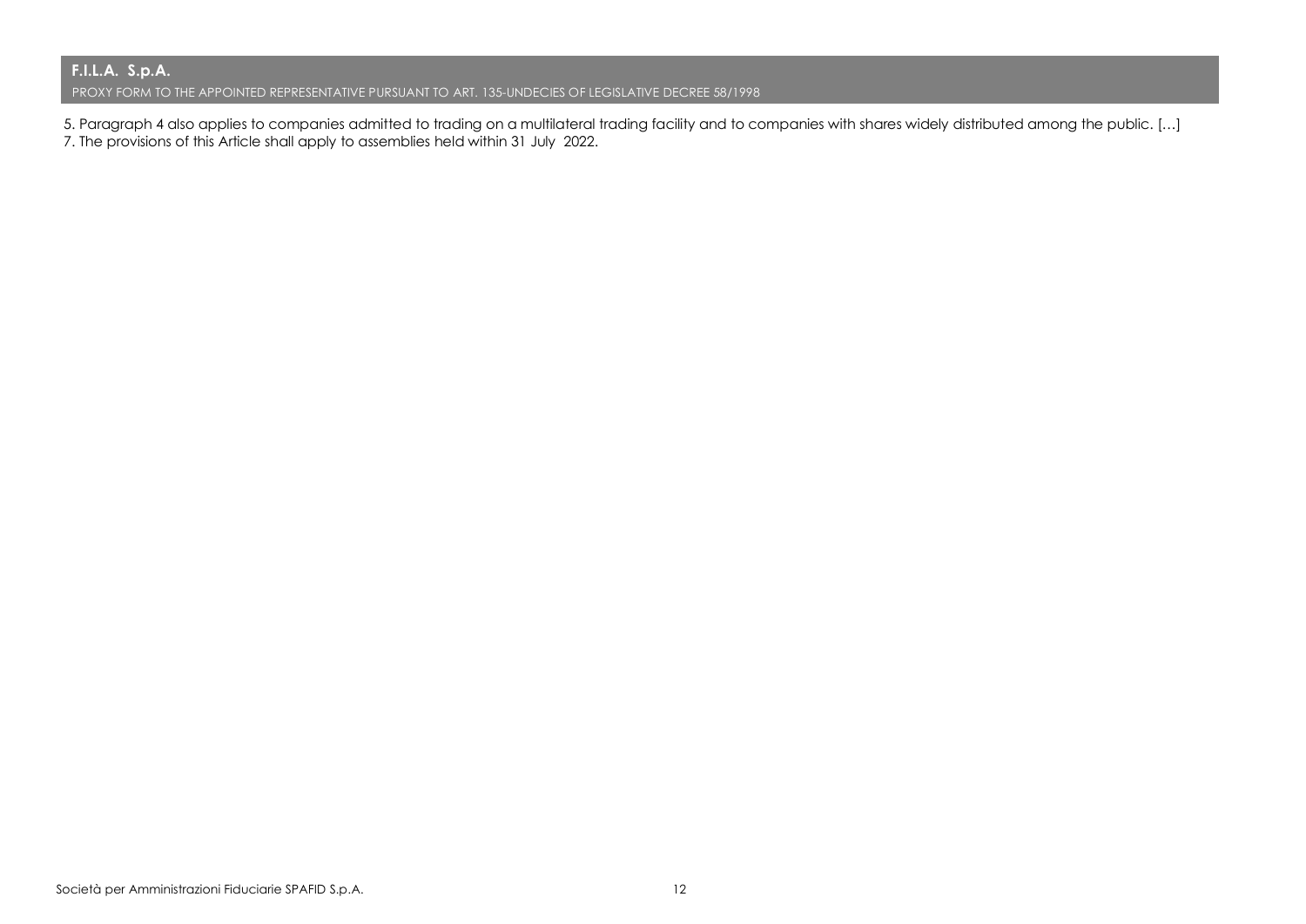5. Paragraph 4 also applies to companies admitted to trading on a multilateral trading facility and to companies with shares widely distributed among the public. […]

7. The provisions of this Article shall apply to assemblies held within 31 July 2022.